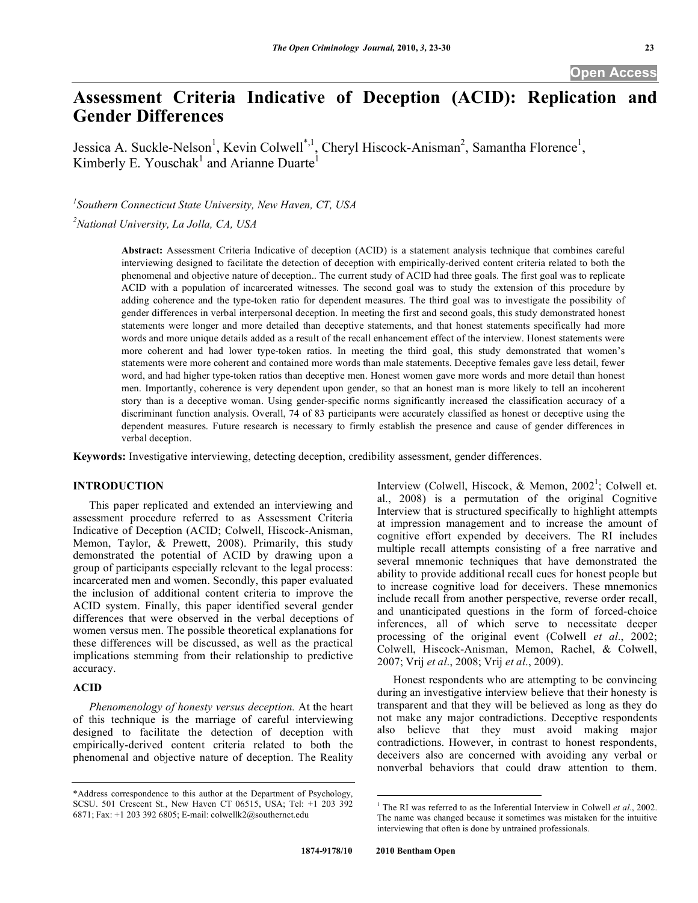# Assessment Criteria Indicative of Deception (ACID): Replication and Gender Differences

Jessica A. Suckle-Nelson[1], Kevin Colwell[*,1], Cheryl Hiscock-Anisman[2], Samantha Florence[1], Kimberly E. Youschak[1] and Arianne Duarte[1]

[1]*Southern Connecticut State University, New Haven, CT, USA*

[2]*National University, La Jolla, CA, USA*

**Abstract:** Assessment Criteria Indicative of deception (ACID) is a statement analysis technique that combines careful interviewing designed to facilitate the detection of deception with empirically-derived content criteria related to both the phenomenal and objective nature of deception.. The current study of ACID had three goals. The first goal was to replicate ACID with a population of incarcerated witnesses. The second goal was to study the extension of this procedure by adding coherence and the type-token ratio for dependent measures. The third goal was to investigate the possibility of gender differences in verbal interpersonal deception. In meeting the first and second goals, this study demonstrated honest statements were longer and more detailed than deceptive statements, and that honest statements specifically had more words and more unique details added as a result of the recall enhancement effect of the interview. Honest statements were more coherent and had lower type-token ratios. In meeting the third goal, this study demonstrated that women's statements were more coherent and contained more words than male statements. Deceptive females gave less detail, fewer word, and had higher type-token ratios than deceptive men. Honest women gave more words and more detail than honest men. Importantly, coherence is very dependent upon gender, so that an honest man is more likely to tell an incoherent story than is a deceptive woman. Using gender-specific norms significantly increased the classification accuracy of a discriminant function analysis. Overall, 74 of 83 participants were accurately classified as honest or deceptive using the dependent measures. Future research is necessary to firmly establish the presence and cause of gender differences in verbal deception.

**Keywords:** Investigative interviewing, detecting deception, credibility assessment, gender differences.

## INTRODUCTION

This paper replicated and extended an interviewing and assessment procedure referred to as Assessment Criteria Indicative of Deception (ACID; Colwell, Hiscock-Anisman, Memon, Taylor, & Prewett, 2008). Primarily, this study demonstrated the potential of ACID by drawing upon a group of participants especially relevant to the legal process: incarcerated men and women. Secondly, this paper evaluated the inclusion of additional content criteria to improve the ACID system. Finally, this paper identified several gender differences that were observed in the verbal deceptions of women versus men. The possible theoretical explanations for these differences will be discussed, as well as the practical implications stemming from their relationship to predictive accuracy.

## ACID

*Phenomenology of honesty versus deception.* At the heart of this technique is the marriage of careful interviewing designed to facilitate the detection of deception with empirically-derived content criteria related to both the phenomenal and objective nature of deception. The Reality Interview (Colwell, Hiscock, & Memon, 2002[1]; Colwell et. al., 2008) is a permutation of the original Cognitive Interview that is structured specifically to highlight attempts at impression management and to increase the amount of cognitive effort expended by deceivers. The RI includes multiple recall attempts consisting of a free narrative and several mnemonic techniques that have demonstrated the ability to provide additional recall cues for honest people but to increase cognitive load for deceivers. These mnemonics include recall from another perspective, reverse order recall, and unanticipated questions in the form of forced-choice inferences, all of which serve to necessitate deeper processing of the original event (Colwell *et al*., 2002; Colwell, Hiscock-Anisman, Memon, Rachel, & Colwell, 2007; Vrij *et al*., 2008; Vrij *et al*., 2009).

Honest respondents who are attempting to be convincing during an investigative interview believe that their honesty is transparent and that they will be believed as long as they do not make any major contradictions. Deceptive respondents also believe that they must avoid making major contradictions. However, in contrast to honest respondents, deceivers also are concerned with avoiding any verbal or nonverbal behaviors that could draw attention to them.

*Address correspondence to this author at the Department of Psychology, SCSU. 501 Crescent St., New Haven CT 06515, USA; Tel: +1 203 392 6871; Fax: +1 203 392 6805; E-mail: colwellk2@southernct.edu

[1] The RI was referred to as the Inferential Interview in Colwell *et al*., 2002. The name was changed because it sometimes was mistaken for the intuitive interviewing that often is done by untrained professionals.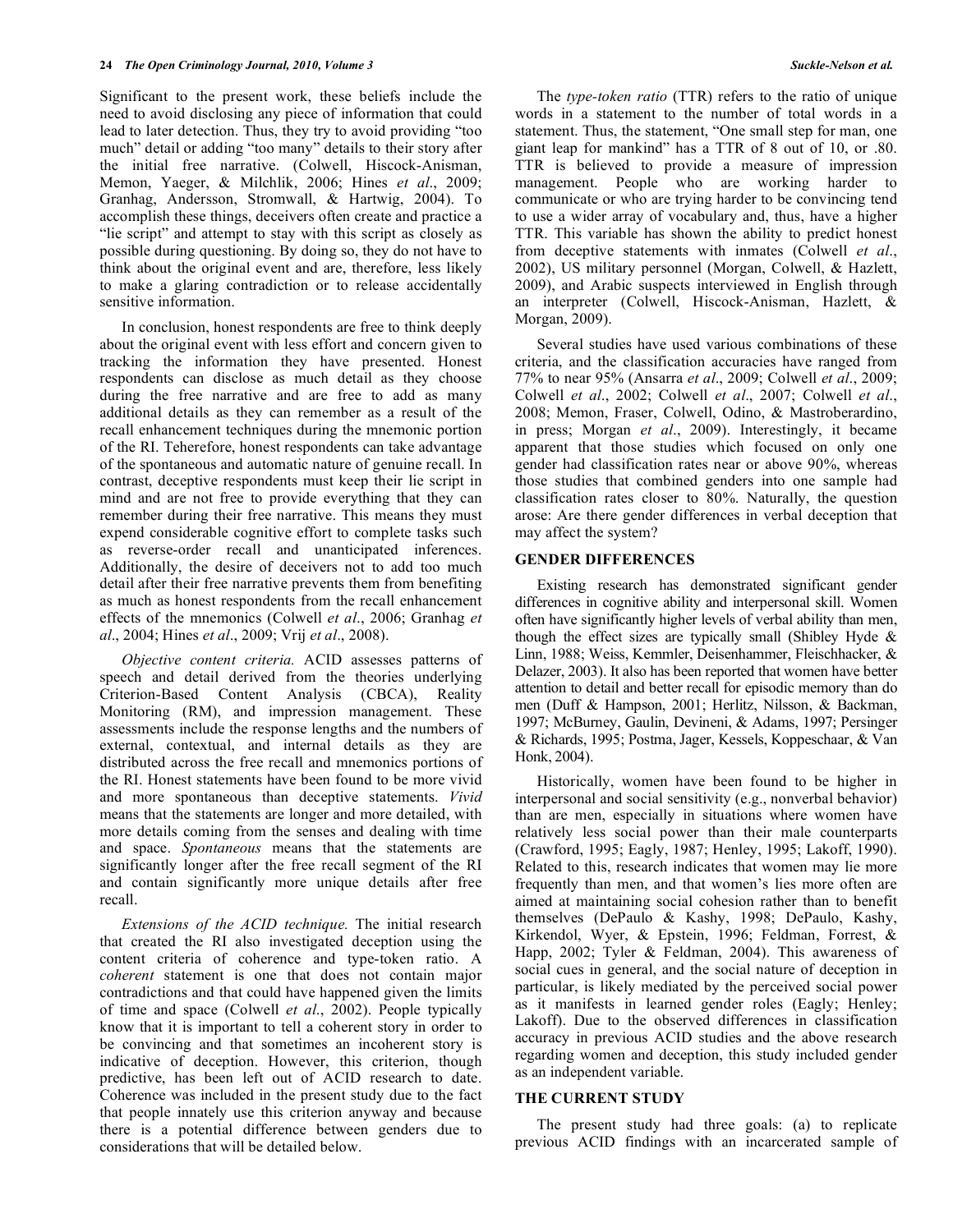Significant to the present work, these beliefs include the need to avoid disclosing any piece of information that could lead to later detection. Thus, they try to avoid providing "too much" detail or adding "too many" details to their story after the initial free narrative. (Colwell, Hiscock-Anisman, Memon, Yaeger, & Milchlik, 2006; Hines *et al*., 2009; Granhag, Andersson, Stromwall, & Hartwig, 2004). To accomplish these things, deceivers often create and practice a "lie script" and attempt to stay with this script as closely as possible during questioning. By doing so, they do not have to think about the original event and are, therefore, less likely to make a glaring contradiction or to release accidentally sensitive information.

In conclusion, honest respondents are free to think deeply about the original event with less effort and concern given to tracking the information they have presented. Honest respondents can disclose as much detail as they choose during the free narrative and are free to add as many additional details as they can remember as a result of the recall enhancement techniques during the mnemonic portion of the RI. Teherefore, honest respondents can take advantage of the spontaneous and automatic nature of genuine recall. In contrast, deceptive respondents must keep their lie script in mind and are not free to provide everything that they can remember during their free narrative. This means they must expend considerable cognitive effort to complete tasks such as reverse-order recall and unanticipated inferences. Additionally, the desire of deceivers not to add too much detail after their free narrative prevents them from benefiting as much as honest respondents from the recall enhancement effects of the mnemonics (Colwell *et al*., 2006; Granhag *et al*., 2004; Hines *et al*., 2009; Vrij *et al*., 2008).

*Objective content criteria.* ACID assesses patterns of speech and detail derived from the theories underlying Criterion-Based Content Analysis (CBCA), Reality Monitoring (RM), and impression management. These assessments include the response lengths and the numbers of external, contextual, and internal details as they are distributed across the free recall and mnemonics portions of the RI. Honest statements have been found to be more vivid and more spontaneous than deceptive statements. *Vivid* means that the statements are longer and more detailed, with more details coming from the senses and dealing with time and space. *Spontaneous* means that the statements are significantly longer after the free recall segment of the RI and contain significantly more unique details after free recall.

*Extensions of the ACID technique.* The initial research that created the RI also investigated deception using the content criteria of coherence and type-token ratio. A *coherent* statement is one that does not contain major contradictions and that could have happened given the limits of time and space (Colwell *et al*., 2002). People typically know that it is important to tell a coherent story in order to be convincing and that sometimes an incoherent story is indicative of deception. However, this criterion, though predictive, has been left out of ACID research to date. Coherence was included in the present study due to the fact that people innately use this criterion anyway and because there is a potential difference between genders due to considerations that will be detailed below.

The *type-token ratio* (TTR) refers to the ratio of unique words in a statement to the number of total words in a statement. Thus, the statement, "One small step for man, one giant leap for mankind" has a TTR of 8 out of 10, or .80. TTR is believed to provide a measure of impression management. People who are working harder to communicate or who are trying harder to be convincing tend to use a wider array of vocabulary and, thus, have a higher TTR. This variable has shown the ability to predict honest from deceptive statements with inmates (Colwell *et al*., 2002), US military personnel (Morgan, Colwell, & Hazlett, 2009), and Arabic suspects interviewed in English through an interpreter (Colwell, Hiscock-Anisman, Hazlett, & Morgan, 2009).

Several studies have used various combinations of these criteria, and the classification accuracies have ranged from 77% to near 95% (Ansarra *et al*., 2009; Colwell *et al*., 2009; Colwell *et al*., 2002; Colwell *et al*., 2007; Colwell *et al*., 2008; Memon, Fraser, Colwell, Odino, & Mastroberardino, in press; Morgan *et al*., 2009). Interestingly, it became apparent that those studies which focused on only one gender had classification rates near or above 90%, whereas those studies that combined genders into one sample had classification rates closer to 80%. Naturally, the question arose: Are there gender differences in verbal deception that may affect the system?

## GENDER DIFFERENCES

Existing research has demonstrated significant gender differences in cognitive ability and interpersonal skill. Women often have significantly higher levels of verbal ability than men, though the effect sizes are typically small (Shibley Hyde & Linn, 1988; Weiss, Kemmler, Deisenhammer, Fleischhacker, & Delazer, 2003). It also has been reported that women have better attention to detail and better recall for episodic memory than do men (Duff & Hampson, 2001; Herlitz, Nilsson, & Backman, 1997; McBurney, Gaulin, Devineni, & Adams, 1997; Persinger & Richards, 1995; Postma, Jager, Kessels, Koppeschaar, & Van Honk, 2004).

Historically, women have been found to be higher in interpersonal and social sensitivity (e.g., nonverbal behavior) than are men, especially in situations where women have relatively less social power than their male counterparts (Crawford, 1995; Eagly, 1987; Henley, 1995; Lakoff, 1990). Related to this, research indicates that women may lie more frequently than men, and that women's lies more often are aimed at maintaining social cohesion rather than to benefit themselves (DePaulo & Kashy, 1998; DePaulo, Kashy, Kirkendol, Wyer, & Epstein, 1996; Feldman, Forrest, & Happ, 2002; Tyler & Feldman, 2004). This awareness of social cues in general, and the social nature of deception in particular, is likely mediated by the perceived social power as it manifests in learned gender roles (Eagly; Henley; Lakoff). Due to the observed differences in classification accuracy in previous ACID studies and the above research regarding women and deception, this study included gender as an independent variable.

## THE CURRENT STUDY

The present study had three goals: (a) to replicate previous ACID findings with an incarcerated sample of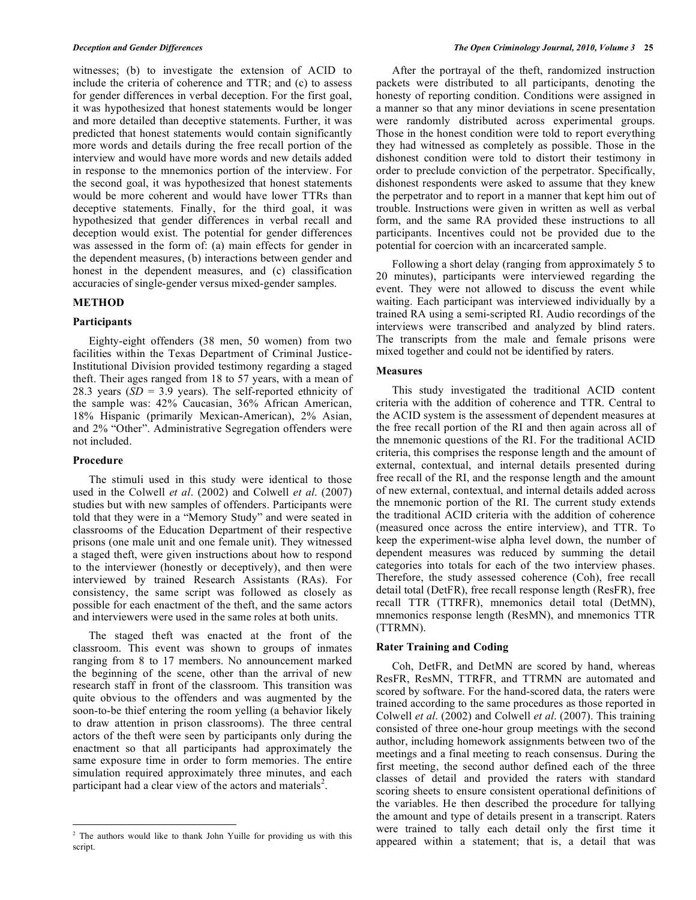witnesses; (b) to investigate the extension of ACID to include the criteria of coherence and TTR; and (c) to assess for gender differences in verbal deception. For the first goal, it was hypothesized that honest statements would be longer and more detailed than deceptive statements. Further, it was predicted that honest statements would contain significantly more words and details during the free recall portion of the interview and would have more words and new details added in response to the mnemonics portion of the interview. For the second goal, it was hypothesized that honest statements would be more coherent and would have lower TTRs than deceptive statements. Finally, for the third goal, it was hypothesized that gender differences in verbal recall and deception would exist. The potential for gender differences was assessed in the form of: (a) main effects for gender in the dependent measures, (b) interactions between gender and honest in the dependent measures, and (c) classification accuracies of single-gender versus mixed-gender samples.

## METHOD

### Participants

Eighty-eight offenders (38 men, 50 women) from two facilities within the Texas Department of Criminal Justice-Institutional Division provided testimony regarding a staged theft. Their ages ranged from 18 to 57 years, with a mean of 28.3 years (*SD* = 3.9 years). The self-reported ethnicity of the sample was: 42% Caucasian, 36% African American, 18% Hispanic (primarily Mexican-American), 2% Asian, and 2% "Other". Administrative Segregation offenders were not included.

### Procedure

The stimuli used in this study were identical to those used in the Colwell *et al*. (2002) and Colwell *et al*. (2007) studies but with new samples of offenders. Participants were told that they were in a "Memory Study" and were seated in classrooms of the Education Department of their respective prisons (one male unit and one female unit). They witnessed a staged theft, were given instructions about how to respond to the interviewer (honestly or deceptively), and then were interviewed by trained Research Assistants (RAs). For consistency, the same script was followed as closely as possible for each enactment of the theft, and the same actors and interviewers were used in the same roles at both units.

The staged theft was enacted at the front of the classroom. This event was shown to groups of inmates ranging from 8 to 17 members. No announcement marked the beginning of the scene, other than the arrival of new research staff in front of the classroom. This transition was quite obvious to the offenders and was augmented by the soon-to-be thief entering the room yelling (a behavior likely to draw attention in prison classrooms). The three central actors of the theft were seen by participants only during the enactment so that all participants had approximately the same exposure time in order to form memories. The entire simulation required approximately three minutes, and each participant had a clear view of the actors and materials[2].

[2] The authors would like to thank John Yuille for providing us with this script.

After the portrayal of the theft, randomized instruction packets were distributed to all participants, denoting the honesty of reporting condition. Conditions were assigned in a manner so that any minor deviations in scene presentation were randomly distributed across experimental groups. Those in the honest condition were told to report everything they had witnessed as completely as possible. Those in the dishonest condition were told to distort their testimony in order to preclude conviction of the perpetrator. Specifically, dishonest respondents were asked to assume that they knew the perpetrator and to report in a manner that kept him out of trouble. Instructions were given in written as well as verbal form, and the same RA provided these instructions to all participants. Incentives could not be provided due to the potential for coercion with an incarcerated sample.

Following a short delay (ranging from approximately 5 to 20 minutes), participants were interviewed regarding the event. They were not allowed to discuss the event while waiting. Each participant was interviewed individually by a trained RA using a semi-scripted RI. Audio recordings of the interviews were transcribed and analyzed by blind raters. The transcripts from the male and female prisons were mixed together and could not be identified by raters.

### Measures

This study investigated the traditional ACID content criteria with the addition of coherence and TTR. Central to the ACID system is the assessment of dependent measures at the free recall portion of the RI and then again across all of the mnemonic questions of the RI. For the traditional ACID criteria, this comprises the response length and the amount of external, contextual, and internal details presented during free recall of the RI, and the response length and the amount of new external, contextual, and internal details added across the mnemonic portion of the RI. The current study extends the traditional ACID criteria with the addition of coherence (measured once across the entire interview), and TTR. To keep the experiment-wise alpha level down, the number of dependent measures was reduced by summing the detail categories into totals for each of the two interview phases. Therefore, the study assessed coherence (Coh), free recall detail total (DetFR), free recall response length (ResFR), free recall TTR (TTRFR), mnemonics detail total (DetMN), mnemonics response length (ResMN), and mnemonics TTR (TTRMN).

### Rater Training and Coding

Coh, DetFR, and DetMN are scored by hand, whereas ResFR, ResMN, TTRFR, and TTRMN are automated and scored by software. For the hand-scored data, the raters were trained according to the same procedures as those reported in Colwell *et al*. (2002) and Colwell *et al*. (2007). This training consisted of three one-hour group meetings with the second author, including homework assignments between two of the meetings and a final meeting to reach consensus. During the first meeting, the second author defined each of the three classes of detail and provided the raters with standard scoring sheets to ensure consistent operational definitions of the variables. He then described the procedure for tallying the amount and type of details present in a transcript. Raters were trained to tally each detail only the first time it appeared within a statement; that is, a detail that was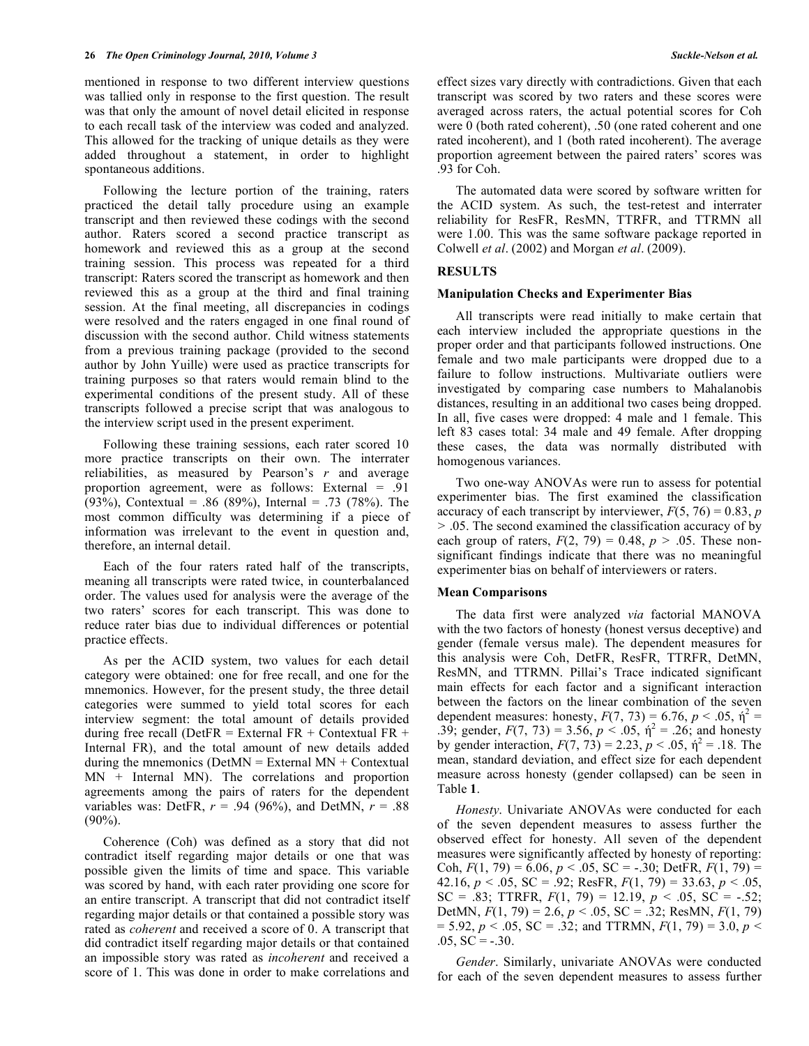mentioned in response to two different interview questions was tallied only in response to the first question. The result was that only the amount of novel detail elicited in response to each recall task of the interview was coded and analyzed. This allowed for the tracking of unique details as they were added throughout a statement, in order to highlight spontaneous additions.

Following the lecture portion of the training, raters practiced the detail tally procedure using an example transcript and then reviewed these codings with the second author. Raters scored a second practice transcript as homework and reviewed this as a group at the second training session. This process was repeated for a third transcript: Raters scored the transcript as homework and then reviewed this as a group at the third and final training session. At the final meeting, all discrepancies in codings were resolved and the raters engaged in one final round of discussion with the second author. Child witness statements from a previous training package (provided to the second author by John Yuille) were used as practice transcripts for training purposes so that raters would remain blind to the experimental conditions of the present study. All of these transcripts followed a precise script that was analogous to the interview script used in the present experiment.

Following these training sessions, each rater scored 10 more practice transcripts on their own. The interrater reliabilities, as measured by Pearson's *r* and average proportion agreement, were as follows: External = .91 (93%), Contextual = .86 (89%), Internal = .73 (78%). The most common difficulty was determining if a piece of information was irrelevant to the event in question and, therefore, an internal detail.

Each of the four raters rated half of the transcripts, meaning all transcripts were rated twice, in counterbalanced order. The values used for analysis were the average of the two raters' scores for each transcript. This was done to reduce rater bias due to individual differences or potential practice effects.

As per the ACID system, two values for each detail category were obtained: one for free recall, and one for the mnemonics. However, for the present study, the three detail categories were summed to yield total scores for each interview segment: the total amount of details provided during free recall (DetFR = External FR + Contextual FR + Internal FR), and the total amount of new details added during the mnemonics (DetMN = External MN + Contextual MN + Internal MN). The correlations and proportion agreements among the pairs of raters for the dependent variables was: DetFR, $r = .94$ (96%), and DetMN, $r = .88$ (90%).

Coherence (Coh) was defined as a story that did not contradict itself regarding major details or one that was possible given the limits of time and space. This variable was scored by hand, with each rater providing one score for an entire transcript. A transcript that did not contradict itself regarding major details or that contained a possible story was rated as *coherent* and received a score of 0. A transcript that did contradict itself regarding major details or that contained an impossible story was rated as *incoherent* and received a score of 1. This was done in order to make correlations and effect sizes vary directly with contradictions. Given that each transcript was scored by two raters and these scores were averaged across raters, the actual potential scores for Coh were 0 (both rated coherent), .50 (one rated coherent and one rated incoherent), and 1 (both rated incoherent). The average proportion agreement between the paired raters' scores was .93 for Coh.

The automated data were scored by software written for the ACID system. As such, the test-retest and interrater reliability for ResFR, ResMN, TTRFR, and TTRMN all were 1.00. This was the same software package reported in Colwell *et al*. (2002) and Morgan *et al*. (2009).

## RESULTS

### Manipulation Checks and Experimenter Bias

All transcripts were read initially to make certain that each interview included the appropriate questions in the proper order and that participants followed instructions. One female and two male participants were dropped due to a failure to follow instructions. Multivariate outliers were investigated by comparing case numbers to Mahalanobis distances, resulting in an additional two cases being dropped. In all, five cases were dropped: 4 male and 1 female. This left 83 cases total: 34 male and 49 female. After dropping these cases, the data was normally distributed with homogenous variances.

Two one-way ANOVAs were run to assess for potential experimenter bias. The first examined the classification accuracy of each transcript by interviewer, $F(5, 76) = 0.83$, $p > .05$. The second examined the classification accuracy of by each group of raters, $F(2, 79) = 0.48$, $p > .05$. These non-significant findings indicate that there was no meaningful experimenter bias on behalf of interviewers or raters.

### Mean Comparisons

The data first were analyzed *via* factorial MANOVA with the two factors of honesty (honest versus deceptive) and gender (female versus male). The dependent measures for this analysis were Coh, DetFR, ResFR, TTRFR, DetMN, ResMN, and TTRMN. Pillai's Trace indicated significant main effects for each factor and a significant interaction between the factors on the linear combination of the seven dependent measures: honesty, $F(7, 73) = 6.76$, $p < .05$, $\eta^2 = .39$; gender, $F(7, 73) = 3.56$, $p < .05$, $\eta^2 = .26$; and honesty by gender interaction, $F(7, 73) = 2.23$, $p < .05$, $\eta^2 = .18$. The mean, standard deviation, and effect size for each dependent measure across honesty (gender collapsed) can be seen in Table **1**.

*Honesty*. Univariate ANOVAs were conducted for each of the seven dependent measures to assess further the observed effect for honesty. All seven of the dependent measures were significantly affected by honesty of reporting: Coh, $F(1, 79) = 6.06$, $p < .05$, SC = -.30; DetFR, $F(1, 79) = 42.16$, $p < .05$, SC = .92; ResFR, $F(1, 79) = 33.63$, $p < .05$, SC = .83; TTRFR, $F(1, 79) = 12.19$, $p < .05$, SC = -.52; DetMN, $F(1, 79) = 2.6$, $p < .05$, SC = .32; ResMN, $F(1, 79) = 5.92$, $p < .05$, SC = .32; and TTRMN, $F(1, 79) = 3.0$, $p < .05$, SC = -.30.

*Gender*. Similarly, univariate ANOVAs were conducted for each of the seven dependent measures to assess further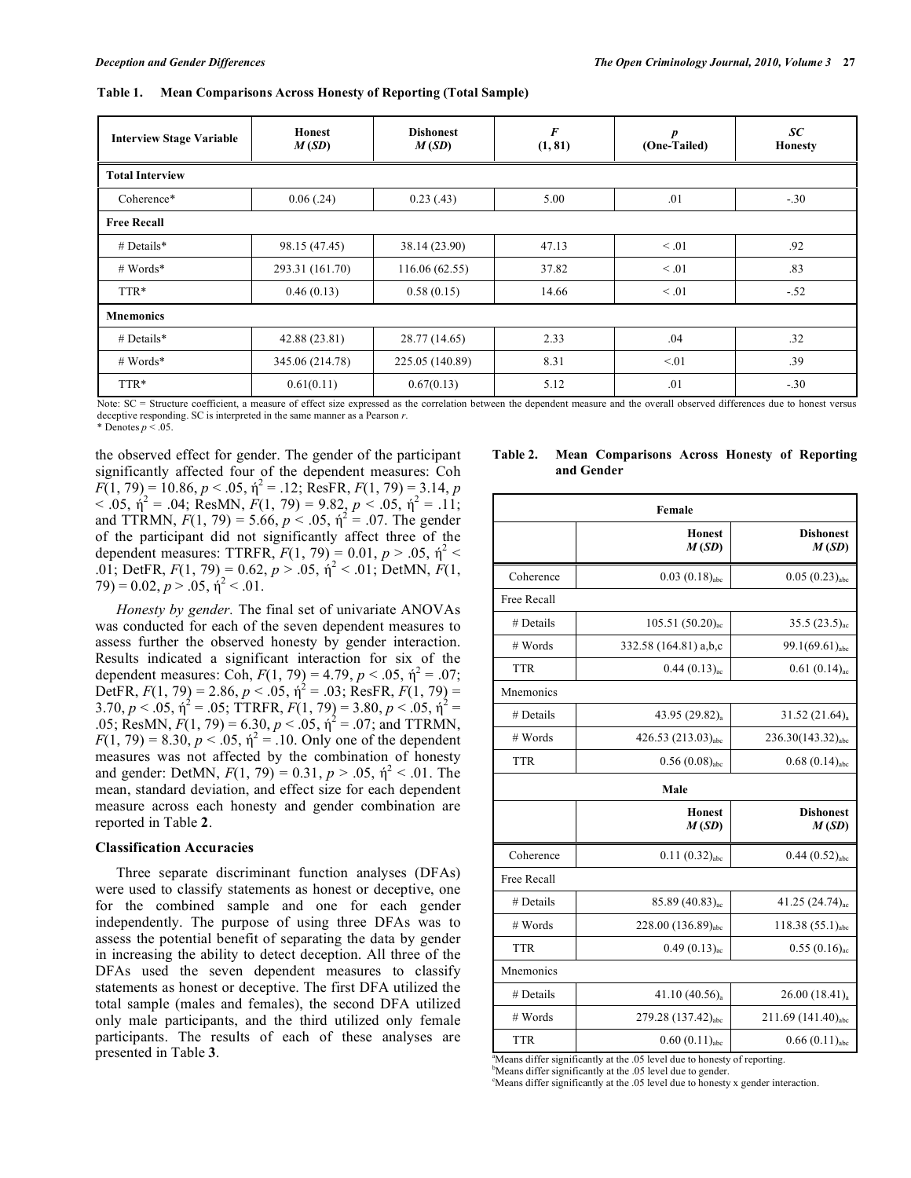**Table 1. Mean Comparisons Across Honesty of Reporting (Total Sample)**

| Interview Stage Variable | Honest *M* (*SD*) | Dishonest *M* (*SD*) | *F* (1, 81) | *p* (One-Tailed) | *SC* Honesty |
|---|---|---|---|---|---|
| **Total Interview** | | | | | |
| Coherence* | 0.06 (.24) | 0.23 (.43) | 5.00 | .01 | -.30 |
| **Free Recall** | | | | | |
| # Details* | 98.15 (47.45) | 38.14 (23.90) | 47.13 | < .01 | .92 |
| # Words* | 293.31 (161.70) | 116.06 (62.55) | 37.82 | < .01 | .83 |
| TTR* | 0.46 (0.13) | 0.58 (0.15) | 14.66 | < .01 | -.52 |
| **Mnemonics** | | | | | |
| # Details* | 42.88 (23.81) | 28.77 (14.65) | 2.33 | .04 | .32 |
| # Words* | 345.06 (214.78) | 225.05 (140.89) | 8.31 | <.01 | .39 |
| TTR* | 0.61(0.11) | 0.67(0.13) | 5.12 | .01 | -.30 |

Note: SC = Structure coefficient, a measure of effect size expressed as the correlation between the dependent measure and the overall observed differences due to honest versus deceptive responding. SC is interpreted in the same manner as a Pearson *r*.
* Denotes $p < .05$.

the observed effect for gender. The gender of the participant significantly affected four of the dependent measures: Coh $F(1, 79) = 10.86$, $p < .05$, $\eta^2 = .12$; ResFR, $F(1, 79) = 3.14$, $p < .05$, $\eta^2 = .04$; ResMN, $F(1, 79) = 9.82$, $p < .05$, $\eta^2 = .11$; and TTRMN, $F(1, 79) = 5.66$, $p < .05$, $\eta^2 = .07$. The gender of the participant did not significantly affect three of the dependent measures: TTRFR, $F(1, 79) = 0.01$, $p > .05$, $\eta^2 < .01$; DetFR, $F(1, 79) = 0.62$, $p > .05$, $\eta^2 < .01$; DetMN, $F(1, 79) = 0.02$, $p > .05$, $\eta^2 < .01$.

*Honesty by gender.* The final set of univariate ANOVAs was conducted for each of the seven dependent measures to assess further the observed honesty by gender interaction. Results indicated a significant interaction for six of the dependent measures: Coh, $F(1, 79) = 4.79$, $p < .05$, $\eta^2 = .07$; DetFR, $F(1, 79) = 2.86$, $p < .05$, $\eta^2 = .03$; ResFR, $F(1, 79) = 3.70$, $p < .05$, $\eta^2 = .05$; TTRFR, $F(1, 79) = 3.80$, $p < .05$, $\eta^2 = .05$; ResMN, $F(1, 79) = 6.30$, $p < .05$, $\eta^2 = .07$; and TTRMN, $F(1, 79) = 8.30$, $p < .05$, $\eta^2 = .10$. Only one of the dependent measures was not affected by the combination of honesty and gender: DetMN, $F(1, 79) = 0.31$, $p > .05$, $\eta^2 < .01$. The mean, standard deviation, and effect size for each dependent measure across each honesty and gender combination are reported in Table **2**.

### Classification Accuracies

Three separate discriminant function analyses (DFAs) were used to classify statements as honest or deceptive, one for the combined sample and one for each gender independently. The purpose of using three DFAs was to assess the potential benefit of separating the data by gender in increasing the ability to detect deception. All three of the DFAs used the seven dependent measures to classify statements as honest or deceptive. The first DFA utilized the total sample (males and females), the second DFA utilized only male participants, and the third utilized only female participants. The results of each of these analyses are presented in Table **3**.

**Table 2. Mean Comparisons Across Honesty of Reporting and Gender**

| | Honest *M* (*SD*) | Dishonest *M* (*SD*) |
|---|---|---|
| **Female** | | |
| Coherence | 0.03 (0.18)$_{abc}$ | 0.05 (0.23)$_{abc}$ |
| Free Recall | | |
| # Details | 105.51 (50.20)$_{ac}$ | 35.5 (23.5)$_{ac}$ |
| # Words | 332.58 (164.81) a,b,c | 99.1(69.61)$_{abc}$ |
| TTR | 0.44 (0.13)$_{ac}$ | 0.61 (0.14)$_{ac}$ |
| Mnemonics | | |
| # Details | 43.95 (29.82)$_{a}$ | 31.52 (21.64)$_{a}$ |
| # Words | 426.53 (213.03)$_{abc}$ | 236.30(143.32)$_{abc}$ |
| TTR | 0.56 (0.08)$_{abc}$ | 0.68 (0.14)$_{abc}$ |
| **Male** | | |
| Coherence | 0.11 (0.32)$_{abc}$ | 0.44 (0.52)$_{abc}$ |
| Free Recall | | |
| # Details | 85.89 (40.83)$_{ac}$ | 41.25 (24.74)$_{ac}$ |
| # Words | 228.00 (136.89)$_{abc}$ | 118.38 (55.1)$_{abc}$ |
| TTR | 0.49 (0.13)$_{ac}$ | 0.55 (0.16)$_{ac}$ |
| Mnemonics | | |
| # Details | 41.10 (40.56)$_{a}$ | 26.00 (18.41)$_{a}$ |
| # Words | 279.28 (137.42)$_{abc}$ | 211.69 (141.40)$_{abc}$ |
| TTR | 0.60 (0.11)$_{abc}$ | 0.66 (0.11)$_{abc}$ |

[a]Means differ significantly at the .05 level due to honesty of reporting.
[b]Means differ significantly at the .05 level due to gender.
[c]Means differ significantly at the .05 level due to honesty x gender interaction.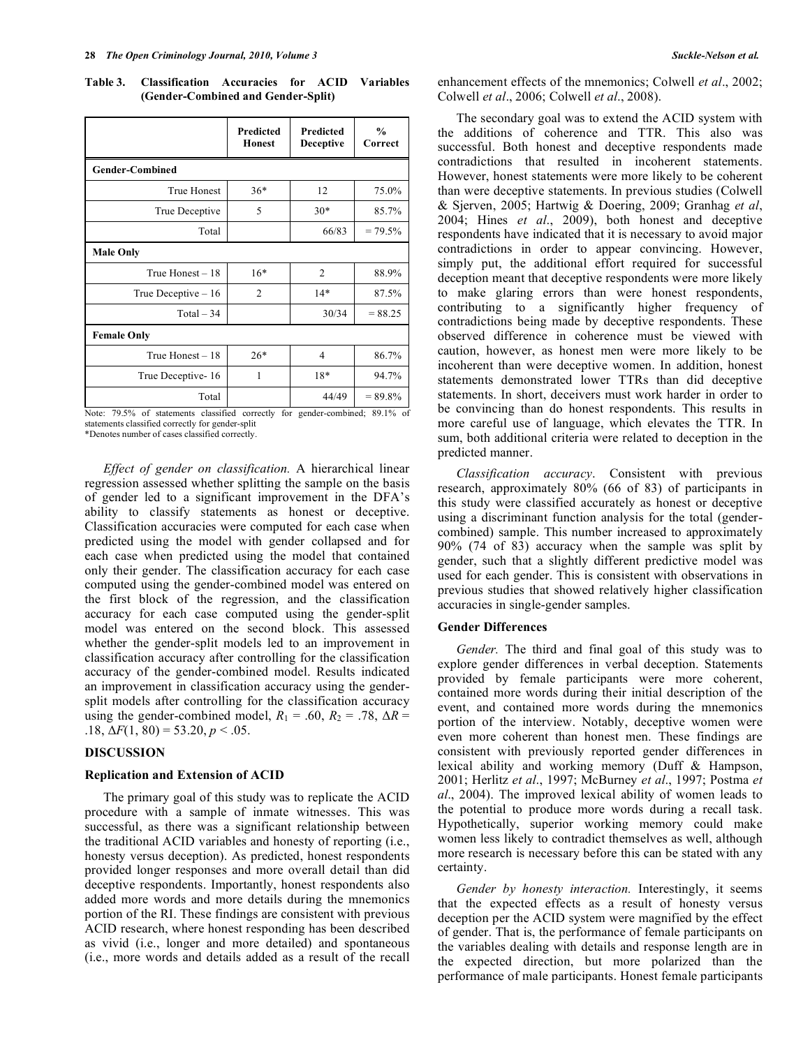**Table 3. Classification Accuracies for ACID Variables (Gender-Combined and Gender-Split)**

| | Predicted Honest | Predicted Deceptive | % Correct |
|---|---|---|---|
| **Gender-Combined** | | | |
| True Honest | 36* | 12 | 75.0% |
| True Deceptive | 5 | 30* | 85.7% |
| Total | | 66/83 | = 79.5% |
| **Male Only** | | | |
| True Honest – 18 | 16* | 2 | 88.9% |
| True Deceptive – 16 | 2 | 14* | 87.5% |
| Total – 34 | | 30/34 | = 88.25 |
| **Female Only** | | | |
| True Honest – 18 | 26* | 4 | 86.7% |
| True Deceptive- 16 | 1 | 18* | 94.7% |
| Total | | 44/49 | = 89.8% |

Note: 79.5% of statements classified correctly for gender-combined; 89.1% of statements classified correctly for gender-split
*Denotes number of cases classified correctly.

*Effect of gender on classification.* A hierarchical linear regression assessed whether splitting the sample on the basis of gender led to a significant improvement in the DFA's ability to classify statements as honest or deceptive. Classification accuracies were computed for each case when predicted using the model with gender collapsed and for each case when predicted using the model that contained only their gender. The classification accuracy for each case computed using the gender-combined model was entered on the first block of the regression, and the classification accuracy for each case computed using the gender-split model was entered on the second block. This assessed whether the gender-split models led to an improvement in classification accuracy after controlling for the classification accuracy of the gender-combined model. Results indicated an improvement in classification accuracy using the gender-split models after controlling for the classification accuracy using the gender-combined model, $R_1 = .60$, $R_2 = .78$, $\Delta R = .18$, $\Delta F(1, 80) = 53.20$, $p < .05$.

## DISCUSSION

### Replication and Extension of ACID

The primary goal of this study was to replicate the ACID procedure with a sample of inmate witnesses. This was successful, as there was a significant relationship between the traditional ACID variables and honesty of reporting (i.e., honesty versus deception). As predicted, honest respondents provided longer responses and more overall detail than did deceptive respondents. Importantly, honest respondents also added more words and more details during the mnemonics portion of the RI. These findings are consistent with previous ACID research, where honest responding has been described as vivid (i.e., longer and more detailed) and spontaneous (i.e., more words and details added as a result of the recall enhancement effects of the mnemonics; Colwell *et al*., 2002; Colwell *et al*., 2006; Colwell *et al*., 2008).

The secondary goal was to extend the ACID system with the additions of coherence and TTR. This also was successful. Both honest and deceptive respondents made contradictions that resulted in incoherent statements. However, honest statements were more likely to be coherent than were deceptive statements. In previous studies (Colwell & Sjerven, 2005; Hartwig & Doering, 2009; Granhag *et al*, 2004; Hines *et al*., 2009), both honest and deceptive respondents have indicated that it is necessary to avoid major contradictions in order to appear convincing. However, simply put, the additional effort required for successful deception meant that deceptive respondents were more likely to make glaring errors than were honest respondents, contributing to a significantly higher frequency of contradictions being made by deceptive respondents. These observed difference in coherence must be viewed with caution, however, as honest men were more likely to be incoherent than were deceptive women. In addition, honest statements demonstrated lower TTRs than did deceptive statements. In short, deceivers must work harder in order to be convincing than do honest respondents. This results in more careful use of language, which elevates the TTR. In sum, both additional criteria were related to deception in the predicted manner.

*Classification accuracy*. Consistent with previous research, approximately 80% (66 of 83) of participants in this study were classified accurately as honest or deceptive using a discriminant function analysis for the total (gender-combined) sample. This number increased to approximately 90% (74 of 83) accuracy when the sample was split by gender, such that a slightly different predictive model was used for each gender. This is consistent with observations in previous studies that showed relatively higher classification accuracies in single-gender samples.

### Gender Differences

*Gender.* The third and final goal of this study was to explore gender differences in verbal deception. Statements provided by female participants were more coherent, contained more words during their initial description of the event, and contained more words during the mnemonics portion of the interview. Notably, deceptive women were even more coherent than honest men. These findings are consistent with previously reported gender differences in lexical ability and working memory (Duff & Hampson, 2001; Herlitz *et al*., 1997; McBurney *et al*., 1997; Postma *et al*., 2004). The improved lexical ability of women leads to the potential to produce more words during a recall task. Hypothetically, superior working memory could make women less likely to contradict themselves as well, although more research is necessary before this can be stated with any certainty.

*Gender by honesty interaction.* Interestingly, it seems that the expected effects as a result of honesty versus deception per the ACID system were magnified by the effect of gender. That is, the performance of female participants on the variables dealing with details and response length are in the expected direction, but more polarized than the performance of male participants. Honest female participants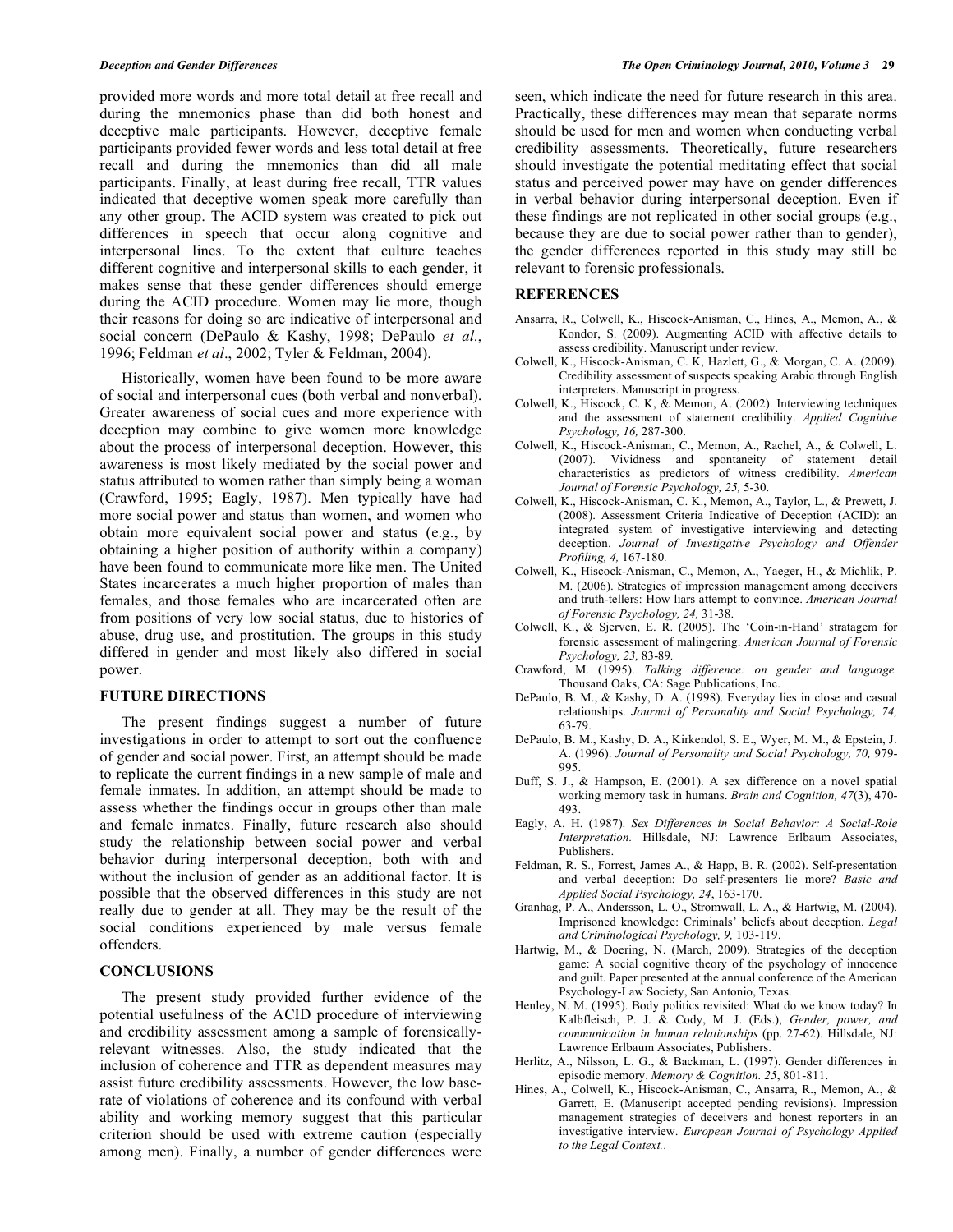provided more words and more total detail at free recall and during the mnemonics phase than did both honest and deceptive male participants. However, deceptive female participants provided fewer words and less total detail at free recall and during the mnemonics than did all male participants. Finally, at least during free recall, TTR values indicated that deceptive women speak more carefully than any other group. The ACID system was created to pick out differences in speech that occur along cognitive and interpersonal lines. To the extent that culture teaches different cognitive and interpersonal skills to each gender, it makes sense that these gender differences should emerge during the ACID procedure. Women may lie more, though their reasons for doing so are indicative of interpersonal and social concern (DePaulo & Kashy, 1998; DePaulo *et al*., 1996; Feldman *et al*., 2002; Tyler & Feldman, 2004).

Historically, women have been found to be more aware of social and interpersonal cues (both verbal and nonverbal). Greater awareness of social cues and more experience with deception may combine to give women more knowledge about the process of interpersonal deception. However, this awareness is most likely mediated by the social power and status attributed to women rather than simply being a woman (Crawford, 1995; Eagly, 1987). Men typically have had more social power and status than women, and women who obtain more equivalent social power and status (e.g., by obtaining a higher position of authority within a company) have been found to communicate more like men. The United States incarcerates a much higher proportion of males than females, and those females who are incarcerated often are from positions of very low social status, due to histories of abuse, drug use, and prostitution. The groups in this study differed in gender and most likely also differed in social power.

## FUTURE DIRECTIONS

The present findings suggest a number of future investigations in order to attempt to sort out the confluence of gender and social power. First, an attempt should be made to replicate the current findings in a new sample of male and female inmates. In addition, an attempt should be made to assess whether the findings occur in groups other than male and female inmates. Finally, future research also should study the relationship between social power and verbal behavior during interpersonal deception, both with and without the inclusion of gender as an additional factor. It is possible that the observed differences in this study are not really due to gender at all. They may be the result of the social conditions experienced by male versus female offenders.

## CONCLUSIONS

The present study provided further evidence of the potential usefulness of the ACID procedure of interviewing and credibility assessment among a sample of forensically-relevant witnesses. Also, the study indicated that the inclusion of coherence and TTR as dependent measures may assist future credibility assessments. However, the low base-rate of violations of coherence and its confound with verbal ability and working memory suggest that this particular criterion should be used with extreme caution (especially among men). Finally, a number of gender differences were seen, which indicate the need for future research in this area. Practically, these differences may mean that separate norms should be used for men and women when conducting verbal credibility assessments. Theoretically, future researchers should investigate the potential meditating effect that social status and perceived power may have on gender differences in verbal behavior during interpersonal deception. Even if these findings are not replicated in other social groups (e.g., because they are due to social power rather than to gender), the gender differences reported in this study may still be relevant to forensic professionals.

## REFERENCES

Ansarra, R., Colwell, K., Hiscock-Anisman, C., Hines, A., Memon, A., & Kondor, S. (2009). Augmenting ACID with affective details to assess credibility. Manuscript under review.

Colwell, K., Hiscock-Anisman, C. K, Hazlett, G., & Morgan, C. A. (2009). Credibility assessment of suspects speaking Arabic through English interpreters. Manuscript in progress.

Colwell, K., Hiscock, C. K, & Memon, A. (2002). Interviewing techniques and the assessment of statement credibility. *Applied Cognitive Psychology, 16,* 287-300.

Colwell, K., Hiscock-Anisman, C., Memon, A., Rachel, A., & Colwell, L. (2007). Vividness and spontaneity of statement detail characteristics as predictors of witness credibility. *American Journal of Forensic Psychology, 25,* 5-30.

Colwell, K., Hiscock-Anisman, C. K., Memon, A., Taylor, L., & Prewett, J. (2008). Assessment Criteria Indicative of Deception (ACID): an integrated system of investigative interviewing and detecting deception. *Journal of Investigative Psychology and Offender Profiling, 4,* 167-180.

Colwell, K., Hiscock-Anisman, C., Memon, A., Yaeger, H., & Michlik, P. M. (2006). Strategies of impression management among deceivers and truth-tellers: How liars attempt to convince. *American Journal of Forensic Psychology, 24,* 31-38.

Colwell, K., & Sjerven, E. R. (2005). The 'Coin-in-Hand' stratagem for forensic assessment of malingering. *American Journal of Forensic Psychology, 23,* 83-89*.*

Crawford, M. (1995). *Talking difference: on gender and language.* Thousand Oaks, CA: Sage Publications, Inc.

DePaulo, B. M., & Kashy, D. A. (1998). Everyday lies in close and casual relationships. *Journal of Personality and Social Psychology, 74,* 63-79.

DePaulo, B. M., Kashy, D. A., Kirkendol, S. E., Wyer, M. M., & Epstein, J. A. (1996). *Journal of Personality and Social Psychology, 70,* 979-995.

Duff, S. J., & Hampson, E. (2001). A sex difference on a novel spatial working memory task in humans. *Brain and Cognition, 47*(3), 470-493.

Eagly, A. H. (1987). *Sex Differences in Social Behavior: A Social-Role Interpretation.* Hillsdale, NJ: Lawrence Erlbaum Associates, Publishers.

Feldman, R. S., Forrest, James A., & Happ, B. R. (2002). Self-presentation and verbal deception: Do self-presenters lie more? *Basic and Applied Social Psychology, 24*, 163-170.

Granhag, P. A., Andersson, L. O., Stromwall, L. A., & Hartwig, M. (2004). Imprisoned knowledge: Criminals' beliefs about deception. *Legal and Criminological Psychology, 9,* 103-119.

Hartwig, M., & Doering, N. (March, 2009). Strategies of the deception game: A social cognitive theory of the psychology of innocence and guilt. Paper presented at the annual conference of the American Psychology-Law Society, San Antonio, Texas.

Henley, N. M. (1995). Body politics revisited: What do we know today? In Kalbfleisch, P. J. & Cody, M. J. (Eds.), *Gender, power, and communication in human relationships* (pp. 27-62). Hillsdale, NJ: Lawrence Erlbaum Associates, Publishers.

Herlitz, A., Nilsson, L. G., & Backman, L. (1997). Gender differences in episodic memory. *Memory & Cognition. 25*, 801-811.

Hines, A., Colwell, K., Hiscock-Anisman, C., Ansarra, R., Memon, A., & Garrett, E. (Manuscript accepted pending revisions). Impression management strategies of deceivers and honest reporters in an investigative interview. *European Journal of Psychology Applied to the Legal Context.*.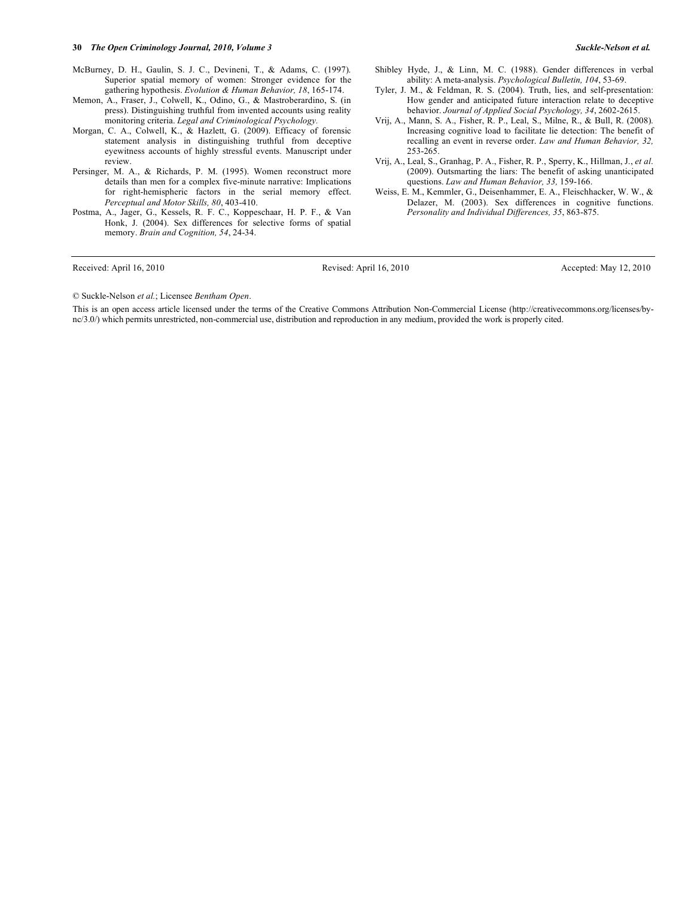McBurney, D. H., Gaulin, S. J. C., Devineni, T., & Adams, C. (1997). Superior spatial memory of women: Stronger evidence for the gathering hypothesis. *Evolution & Human Behavior, 18*, 165-174.

Memon, A., Fraser, J., Colwell, K., Odino, G., & Mastroberardino, S. (in press). Distinguishing truthful from invented accounts using reality monitoring criteria. *Legal and Criminological Psychology.*

Morgan, C. A., Colwell, K., & Hazlett, G. (2009). Efficacy of forensic statement analysis in distinguishing truthful from deceptive eyewitness accounts of highly stressful events. Manuscript under review.

Persinger, M. A., & Richards, P. M. (1995). Women reconstruct more details than men for a complex five-minute narrative: Implications for right-hemispheric factors in the serial memory effect. *Perceptual and Motor Skills, 80*, 403-410.

Postma, A., Jager, G., Kessels, R. F. C., Koppeschaar, H. P. F., & Van Honk, J. (2004). Sex differences for selective forms of spatial memory. *Brain and Cognition, 54*, 24-34.

Shibley Hyde, J., & Linn, M. C. (1988). Gender differences in verbal ability: A meta-analysis. *Psychological Bulletin, 104*, 53-69.

Tyler, J. M., & Feldman, R. S. (2004). Truth, lies, and self-presentation: How gender and anticipated future interaction relate to deceptive behavior. *Journal of Applied Social Psychology, 34*, 2602-2615.

Vrij, A., Mann, S. A., Fisher, R. P., Leal, S., Milne, R., & Bull, R. (2008). Increasing cognitive load to facilitate lie detection: The benefit of recalling an event in reverse order. *Law and Human Behavior, 32,* 253-265.

Vrij, A., Leal, S., Granhag, P. A., Fisher, R. P., Sperry, K., Hillman, J., *et al*. (2009). Outsmarting the liars: The benefit of asking unanticipated questions. *Law and Human Behavior, 33,* 159-166.

Weiss, E. M., Kemmler, G., Deisenhammer, E. A., Fleischhacker, W. W., & Delazer, M. (2003). Sex differences in cognitive functions. *Personality and Individual Differences, 35*, 863-875.

Received: April 16, 2010 Revised: April 16, 2010 Accepted: May 12, 2010

© Suckle-Nelson *et al.*; Licensee *Bentham Open*.

This is an open access article licensed under the terms of the Creative Commons Attribution Non-Commercial License (http://creativecommons.org/licenses/by-nc/3.0/) which permits unrestricted, non-commercial use, distribution and reproduction in any medium, provided the work is properly cited.